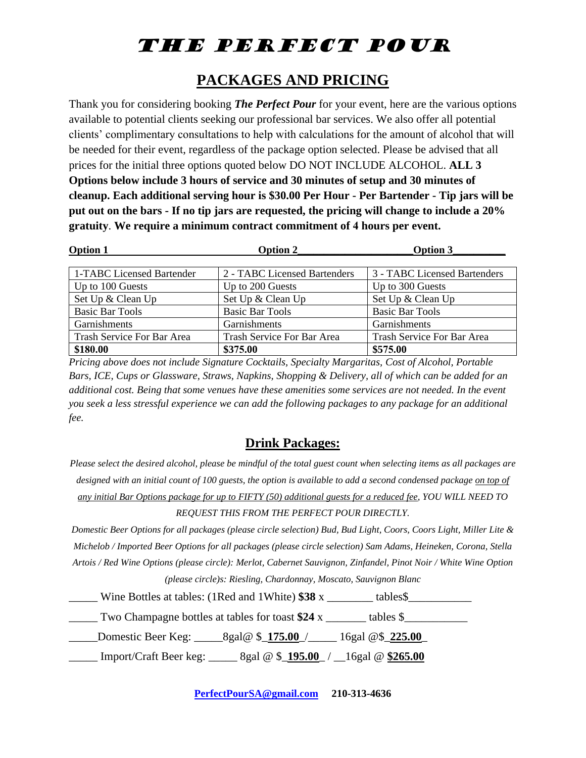# THE PERFECT POUR

## PACKAGES AND PRICING

Thank you for considering booking ***The Perfect Pour*** for your event, here are the various options available to potential clients seeking our professional bar services. We also offer all potential clients' complimentary consultations to help with calculations for the amount of alcohol that will be needed for their event, regardless of the package option selected. Please be advised that all prices for the initial three options quoted below DO NOT INCLUDE ALCOHOL. **ALL 3 Options below include 3 hours of service and 30 minutes of setup and 30 minutes of cleanup. Each additional serving hour is $30.00 Per Hour - Per Bartender - Tip jars will be put out on the bars - If no tip jars are requested, the pricing will change to include a 20% gratuity**. **We require a minimum contract commitment of 4 hours per event.**

| Option 1 | Option 2 | Option 3 |
|---|---|---|
| 1-TABC Licensed Bartender | 2 - TABC Licensed Bartenders | 3 - TABC Licensed Bartenders |
| Up to 100 Guests | Up to 200 Guests | Up to 300 Guests |
| Set Up & Clean Up | Set Up & Clean Up | Set Up & Clean Up |
| Basic Bar Tools | Basic Bar Tools | Basic Bar Tools |
| Garnishments | Garnishments | Garnishments |
| Trash Service For Bar Area | Trash Service For Bar Area | Trash Service For Bar Area |
| **$180.00** | **$375.00** | **$575.00** |

*Pricing above does not include Signature Cocktails, Specialty Margaritas, Cost of Alcohol, Portable Bars, ICE, Cups or Glassware, Straws, Napkins, Shopping & Delivery, all of which can be added for an additional cost. Being that some venues have these amenities some services are not needed. In the event you seek a less stressful experience we can add the following packages to any package for an additional fee.*

## Drink Packages:

*Please select the desired alcohol, please be mindful of the total guest count when selecting items as all packages are designed with an initial count of 100 guests, the option is available to add a second condensed package on top of any initial Bar Options package for up to FIFTY (50) additional guests for a reduced fee, YOU WILL NEED TO REQUEST THIS FROM THE PERFECT POUR DIRECTLY.*

*Domestic Beer Options for all packages (please circle selection) Bud, Bud Light, Coors, Coors Light, Miller Lite & Michelob / Imported Beer Options for all packages (please circle selection) Sam Adams, Heineken, Corona, Stella Artois / Red Wine Options (please circle): Merlot, Cabernet Sauvignon, Zinfandel, Pinot Noir / White Wine Option (please circle)s: Riesling, Chardonnay, Moscato, Sauvignon Blanc*

_____ Wine Bottles at tables: (1Red and 1White) **$38** x ________ tables$___________

_____ Two Champagne bottles at tables for toast **$24** x _______ tables $___________

_____Domestic Beer Keg: _____8gal@ $_**175.00**_/_____ 16gal @$_**225.00**_

_____ Import/Craft Beer keg: _____ 8gal @ $_**195.00**_ / __16gal @ **$265.00**

PerfectPourSA@gmail.com 210-313-4636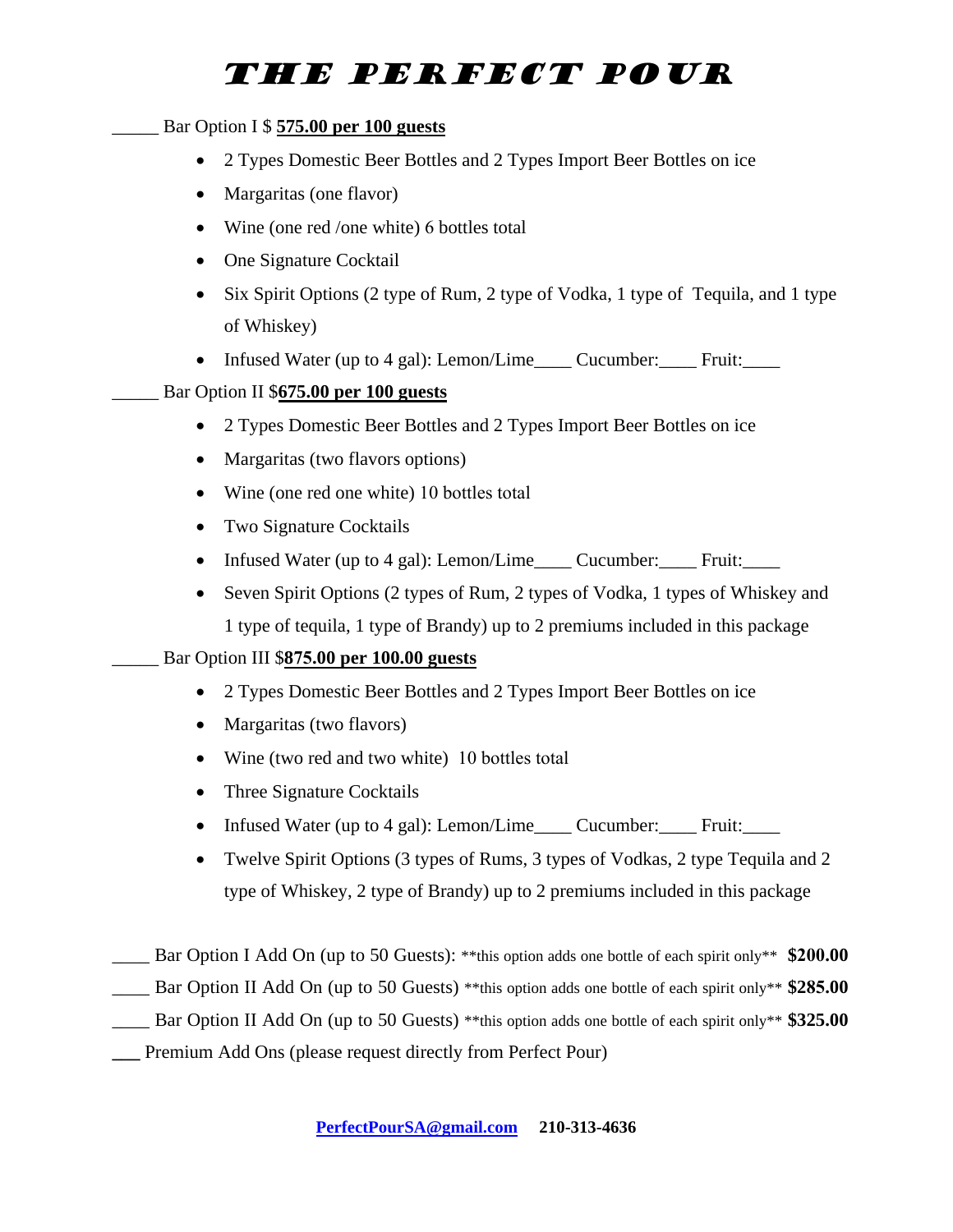# THE PERFECT POUR

_____ Bar Option I $ **575.00 per 100 guests**

- 2 Types Domestic Beer Bottles and 2 Types Import Beer Bottles on ice
- Margaritas (one flavor)
- Wine (one red /one white) 6 bottles total
- One Signature Cocktail
- Six Spirit Options (2 type of Rum, 2 type of Vodka, 1 type of Tequila, and 1 type of Whiskey)
- Infused Water (up to 4 gal): Lemon/Lime____ Cucumber:____ Fruit:____

_____ Bar Option II $**675.00 per 100 guests**

- 2 Types Domestic Beer Bottles and 2 Types Import Beer Bottles on ice
- Margaritas (two flavors options)
- Wine (one red one white) 10 bottles total
- Two Signature Cocktails
- Infused Water (up to 4 gal): Lemon/Lime____ Cucumber:____ Fruit:____
- Seven Spirit Options (2 types of Rum, 2 types of Vodka, 1 types of Whiskey and 1 type of tequila, 1 type of Brandy) up to 2 premiums included in this package

_____ Bar Option III $**875.00 per 100.00 guests**

- 2 Types Domestic Beer Bottles and 2 Types Import Beer Bottles on ice
- Margaritas (two flavors)
- Wine (two red and two white) 10 bottles total
- Three Signature Cocktails
- Infused Water (up to 4 gal): Lemon/Lime____ Cucumber:____ Fruit:____
- Twelve Spirit Options (3 types of Rums, 3 types of Vodkas, 2 type Tequila and 2 type of Whiskey, 2 type of Brandy) up to 2 premiums included in this package

____ Bar Option I Add On (up to 50 Guests): **this option adds one bottle of each spirit only** **$200.00**

____ Bar Option II Add On (up to 50 Guests) **this option adds one bottle of each spirit only** **$285.00**

____ Bar Option II Add On (up to 50 Guests) **this option adds one bottle of each spirit only** **$325.00**

___ Premium Add Ons (please request directly from Perfect Pour)

**PerfectPourSA@gmail.com** **210-313-4636**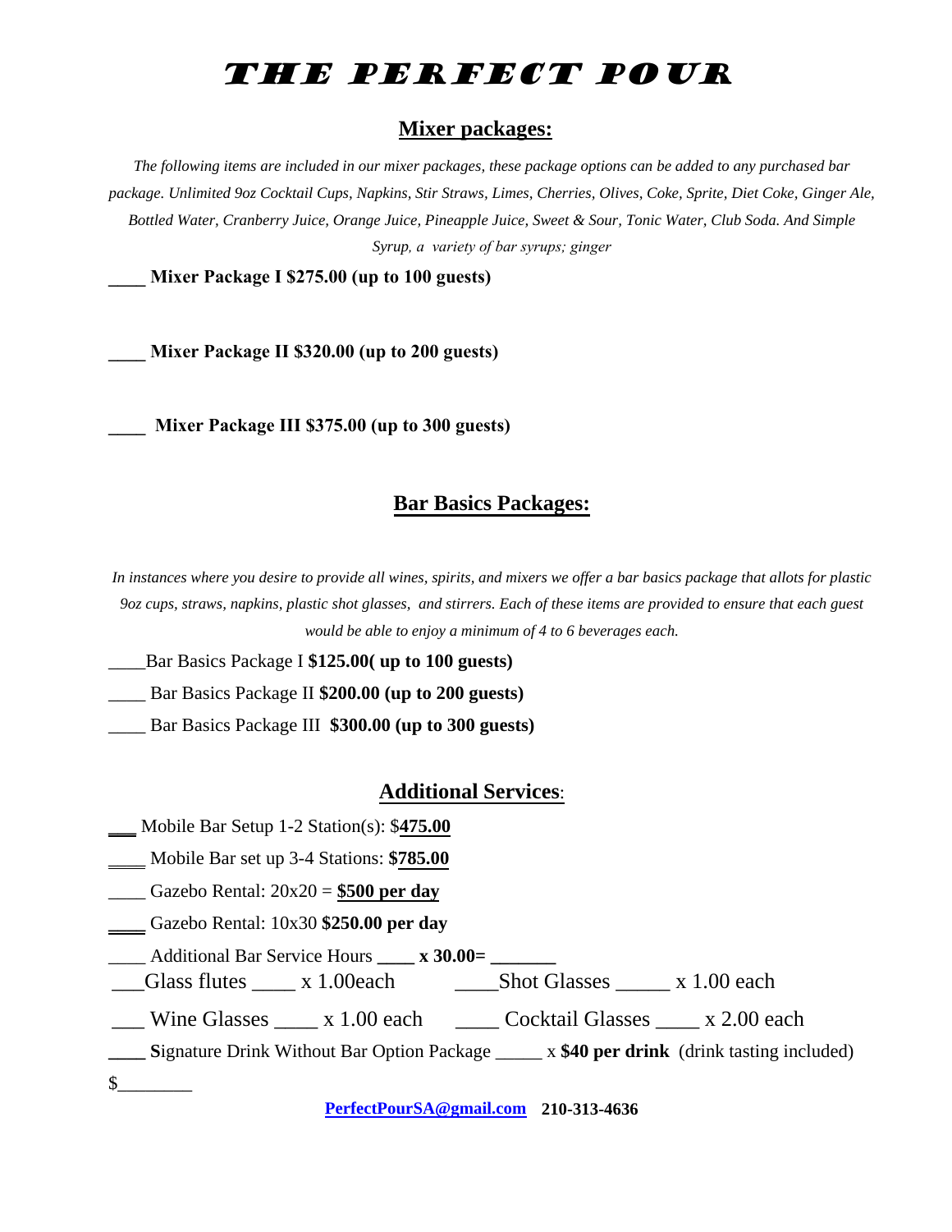# THE PERFECT POUR

## Mixer packages:

*The following items are included in our mixer packages, these package options can be added to any purchased bar package. Unlimited 9oz Cocktail Cups, Napkins, Stir Straws, Limes, Cherries, Olives, Coke, Sprite, Diet Coke, Ginger Ale, Bottled Water, Cranberry Juice, Orange Juice, Pineapple Juice, Sweet & Sour, Tonic Water, Club Soda. And Simple Syrup, a variety of bar syrups; ginger*

____ **Mixer Package I $275.00 (up to 100 guests)**

____ **Mixer Package II $320.00 (up to 200 guests)**

____ **Mixer Package III $375.00 (up to 300 guests)**

## Bar Basics Packages:

*In instances where you desire to provide all wines, spirits, and mixers we offer a bar basics package that allots for plastic 9oz cups, straws, napkins, plastic shot glasses, and stirrers. Each of these items are provided to ensure that each guest would be able to enjoy a minimum of 4 to 6 beverages each.*

____Bar Basics Package I **$125.00( up to 100 guests)**

____ Bar Basics Package II **$200.00 (up to 200 guests)**

____ Bar Basics Package III **$300.00 (up to 300 guests)**

## Additional Services:

___ Mobile Bar Setup 1-2 Station(s): $**475.00**

____ Mobile Bar set up 3-4 Stations: **$785.00**

____ Gazebo Rental: 20x20 = **$500 per day**

____ Gazebo Rental: 10x30 **$250.00 per day**

____ Additional Bar Service Hours **____ x 30.00= _______**

___Glass flutes ____ x 1.00each ____Shot Glasses _____ x 1.00 each

___ Wine Glasses ____ x 1.00 each ____ Cocktail Glasses ____ x 2.00 each

____ **S**ignature Drink Without Bar Option Package _____ x **$40 per drink** (drink tasting included)

$________

**PerfectPourSA@gmail.com** **210-313-4636**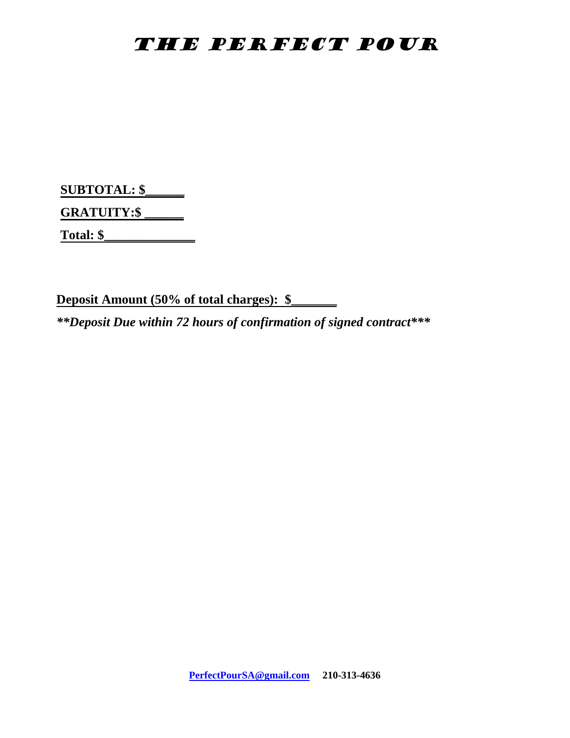# THE PERFECT POUR

**SUBTOTAL: $______**

**GRATUITY:$ ______**

**Total: $_____________**

**Deposit Amount (50% of total charges): $_______**

***\*\*Deposit Due within 72 hours of confirmation of signed contract\*\*\****